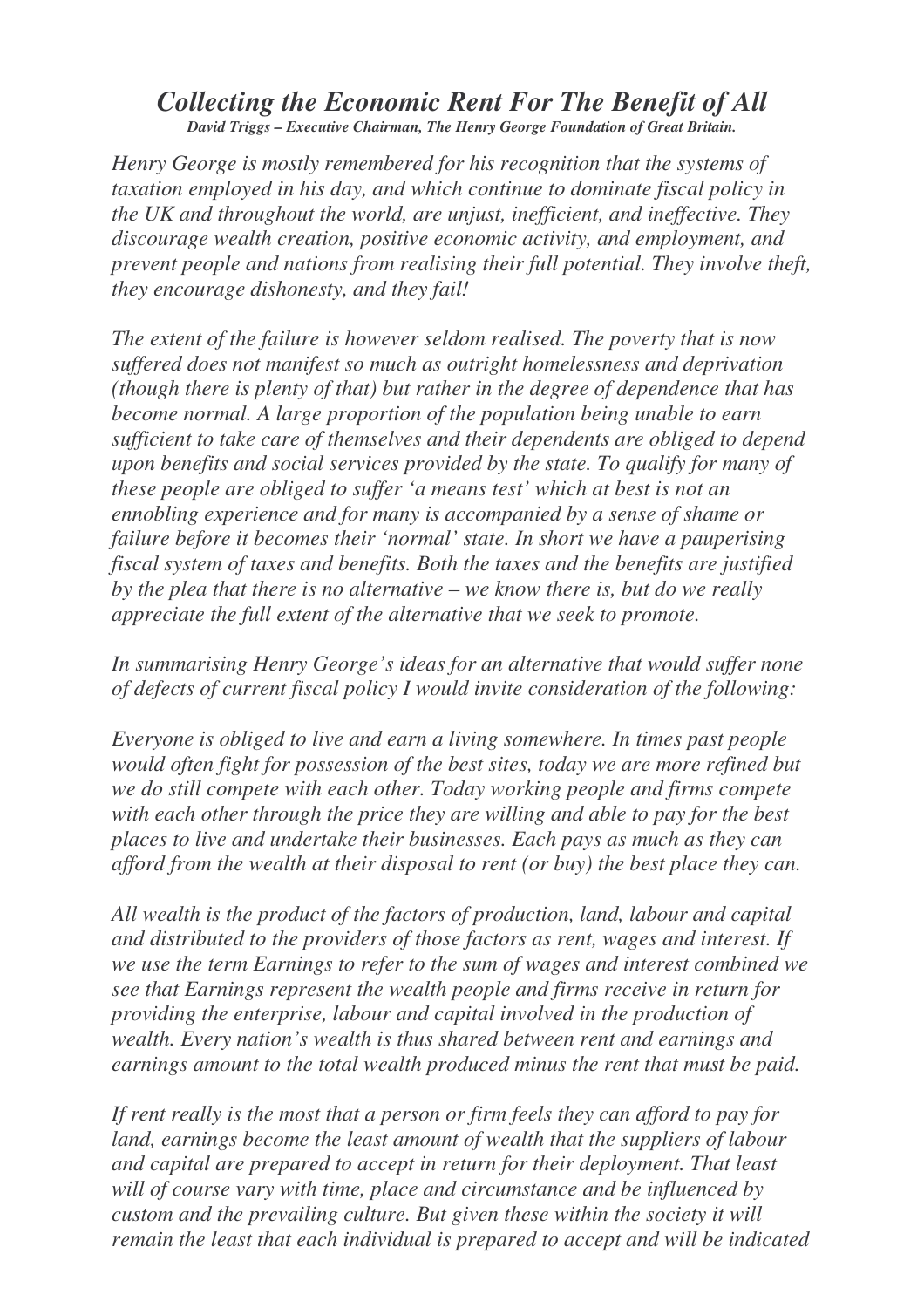# *Collecting the Economic Rent For The Benefit of All*

***David Triggs – Executive Chairman, The Henry George Foundation of Great Britain.***

*Henry George is mostly remembered for his recognition that the systems of taxation employed in his day, and which continue to dominate fiscal policy in the UK and throughout the world, are unjust, inefficient, and ineffective. They discourage wealth creation, positive economic activity, and employment, and prevent people and nations from realising their full potential. They involve theft, they encourage dishonesty, and they fail!*

*The extent of the failure is however seldom realised. The poverty that is now suffered does not manifest so much as outright homelessness and deprivation (though there is plenty of that) but rather in the degree of dependence that has become normal. A large proportion of the population being unable to earn sufficient to take care of themselves and their dependents are obliged to depend upon benefits and social services provided by the state. To qualify for many of these people are obliged to suffer 'a means test' which at best is not an ennobling experience and for many is accompanied by a sense of shame or failure before it becomes their 'normal' state. In short we have a pauperising fiscal system of taxes and benefits. Both the taxes and the benefits are justified by the plea that there is no alternative – we know there is, but do we really appreciate the full extent of the alternative that we seek to promote.*

*In summarising Henry George's ideas for an alternative that would suffer none of defects of current fiscal policy I would invite consideration of the following:*

*Everyone is obliged to live and earn a living somewhere. In times past people would often fight for possession of the best sites, today we are more refined but we do still compete with each other. Today working people and firms compete with each other through the price they are willing and able to pay for the best places to live and undertake their businesses. Each pays as much as they can afford from the wealth at their disposal to rent (or buy) the best place they can.*

*All wealth is the product of the factors of production, land, labour and capital and distributed to the providers of those factors as rent, wages and interest. If we use the term Earnings to refer to the sum of wages and interest combined we see that Earnings represent the wealth people and firms receive in return for providing the enterprise, labour and capital involved in the production of wealth. Every nation's wealth is thus shared between rent and earnings and earnings amount to the total wealth produced minus the rent that must be paid.*

*If rent really is the most that a person or firm feels they can afford to pay for land, earnings become the least amount of wealth that the suppliers of labour and capital are prepared to accept in return for their deployment. That least will of course vary with time, place and circumstance and be influenced by custom and the prevailing culture. But given these within the society it will remain the least that each individual is prepared to accept and will be indicated*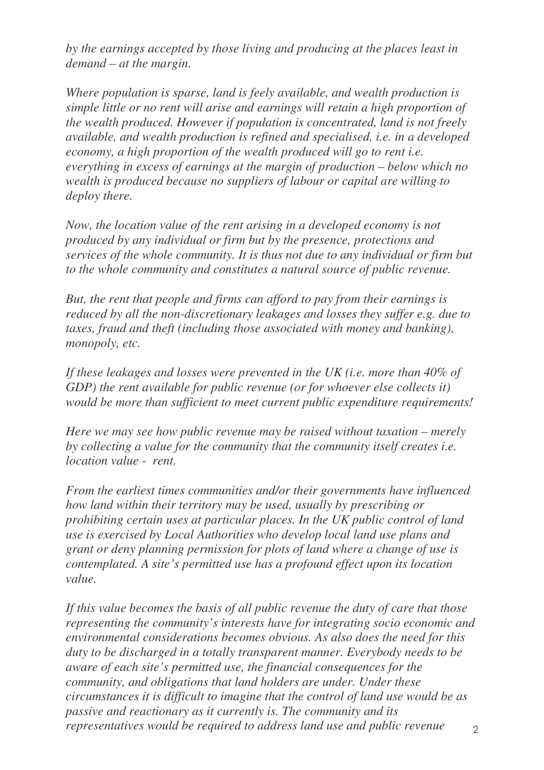*by the earnings accepted by those living and producing at the places least in demand – at the margin.*

*Where population is sparse, land is feely available, and wealth production is simple little or no rent will arise and earnings will retain a high proportion of the wealth produced. However if population is concentrated, land is not freely available, and wealth production is refined and specialised, i.e. in a developed economy, a high proportion of the wealth produced will go to rent i.e. everything in excess of earnings at the margin of production – below which no wealth is produced because no suppliers of labour or capital are willing to deploy there.*

*Now, the location value of the rent arising in a developed economy is not produced by any individual or firm but by the presence, protections and services of the whole community. It is thus not due to any individual or firm but to the whole community and constitutes a natural source of public revenue.*

*But, the rent that people and firms can afford to pay from their earnings is reduced by all the non-discretionary leakages and losses they suffer e.g. due to taxes, fraud and theft (including those associated with money and banking), monopoly, etc.*

*If these leakages and losses were prevented in the UK (i.e. more than 40% of GDP) the rent available for public revenue (or for whoever else collects it) would be more than sufficient to meet current public expenditure requirements!*

*Here we may see how public revenue may be raised without taxation – merely by collecting a value for the community that the community itself creates i.e. location value - rent.*

*From the earliest times communities and/or their governments have influenced how land within their territory may be used, usually by prescribing or prohibiting certain uses at particular places. In the UK public control of land use is exercised by Local Authorities who develop local land use plans and grant or deny planning permission for plots of land where a change of use is contemplated. A site's permitted use has a profound effect upon its location value.*

*If this value becomes the basis of all public revenue the duty of care that those representing the community's interests have for integrating socio economic and environmental considerations becomes obvious. As also does the need for this duty to be discharged in a totally transparent manner. Everybody needs to be aware of each site's permitted use, the financial consequences for the community, and obligations that land holders are under. Under these circumstances it is difficult to imagine that the control of land use would be as passive and reactionary as it currently is. The community and its representatives would be required to address land use and public revenue*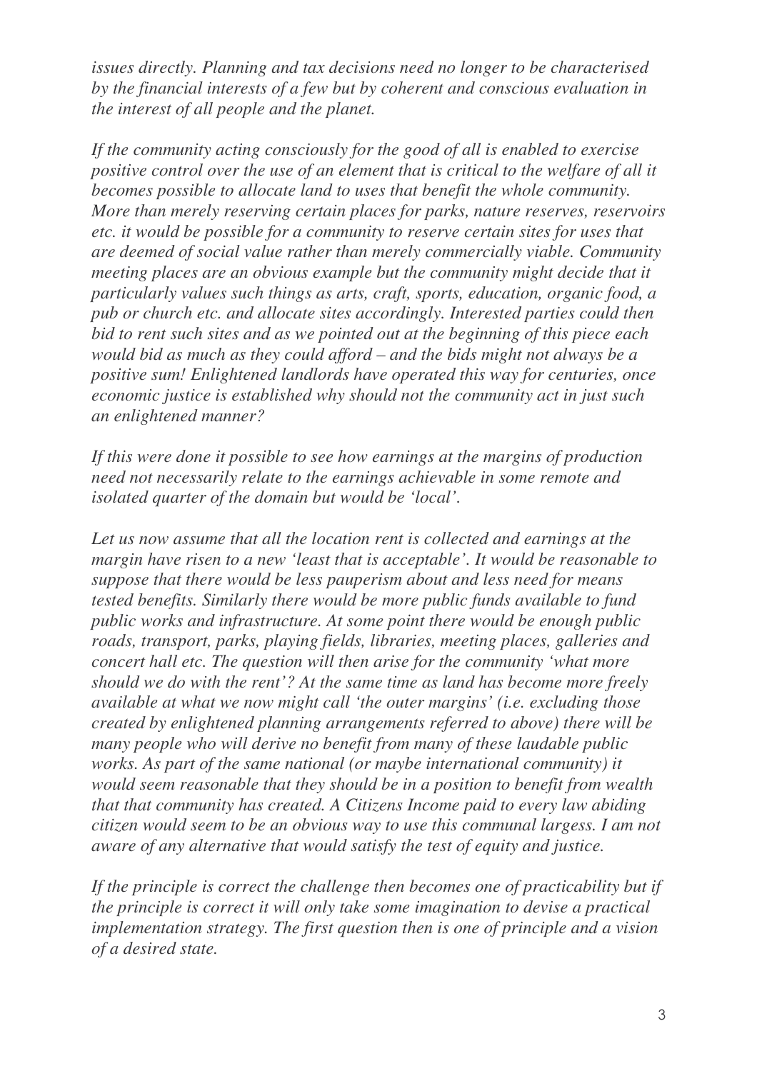*issues directly. Planning and tax decisions need no longer to be characterised by the financial interests of a few but by coherent and conscious evaluation in the interest of all people and the planet.*

*If the community acting consciously for the good of all is enabled to exercise positive control over the use of an element that is critical to the welfare of all it becomes possible to allocate land to uses that benefit the whole community. More than merely reserving certain places for parks, nature reserves, reservoirs etc. it would be possible for a community to reserve certain sites for uses that are deemed of social value rather than merely commercially viable. Community meeting places are an obvious example but the community might decide that it particularly values such things as arts, craft, sports, education, organic food, a pub or church etc. and allocate sites accordingly. Interested parties could then bid to rent such sites and as we pointed out at the beginning of this piece each would bid as much as they could afford – and the bids might not always be a positive sum! Enlightened landlords have operated this way for centuries, once economic justice is established why should not the community act in just such an enlightened manner?*

*If this were done it possible to see how earnings at the margins of production need not necessarily relate to the earnings achievable in some remote and isolated quarter of the domain but would be 'local'.*

*Let us now assume that all the location rent is collected and earnings at the margin have risen to a new 'least that is acceptable'. It would be reasonable to suppose that there would be less pauperism about and less need for means tested benefits. Similarly there would be more public funds available to fund public works and infrastructure. At some point there would be enough public roads, transport, parks, playing fields, libraries, meeting places, galleries and concert hall etc. The question will then arise for the community 'what more should we do with the rent'? At the same time as land has become more freely available at what we now might call 'the outer margins' (i.e. excluding those created by enlightened planning arrangements referred to above) there will be many people who will derive no benefit from many of these laudable public works. As part of the same national (or maybe international community) it would seem reasonable that they should be in a position to benefit from wealth that that community has created. A Citizens Income paid to every law abiding citizen would seem to be an obvious way to use this communal largess. I am not aware of any alternative that would satisfy the test of equity and justice.*

*If the principle is correct the challenge then becomes one of practicability but if the principle is correct it will only take some imagination to devise a practical implementation strategy. The first question then is one of principle and a vision of a desired state.*